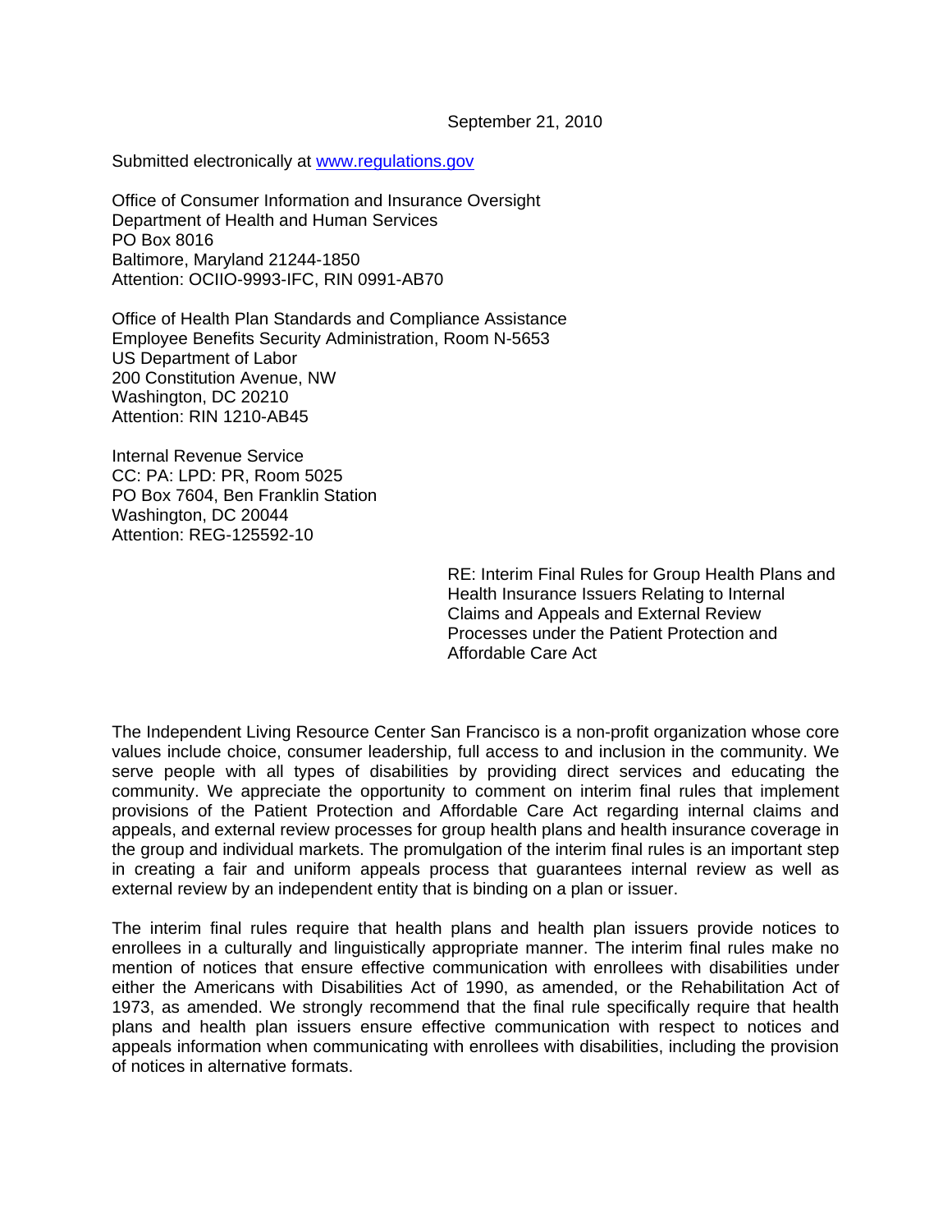September 21, 2010

Submitted electronically at www.regulations.gov

Office of Consumer Information and Insurance Oversight
Department of Health and Human Services
PO Box 8016
Baltimore, Maryland 21244-1850
Attention: OCIIO-9993-IFC, RIN 0991-AB70

Office of Health Plan Standards and Compliance Assistance
Employee Benefits Security Administration, Room N-5653
US Department of Labor
200 Constitution Avenue, NW
Washington, DC 20210
Attention: RIN 1210-AB45

Internal Revenue Service
CC: PA: LPD: PR, Room 5025
PO Box 7604, Ben Franklin Station
Washington, DC 20044
Attention: REG-125592-10

RE: Interim Final Rules for Group Health Plans and Health Insurance Issuers Relating to Internal Claims and Appeals and External Review Processes under the Patient Protection and Affordable Care Act

The Independent Living Resource Center San Francisco is a non-profit organization whose core values include choice, consumer leadership, full access to and inclusion in the community. We serve people with all types of disabilities by providing direct services and educating the community. We appreciate the opportunity to comment on interim final rules that implement provisions of the Patient Protection and Affordable Care Act regarding internal claims and appeals, and external review processes for group health plans and health insurance coverage in the group and individual markets. The promulgation of the interim final rules is an important step in creating a fair and uniform appeals process that guarantees internal review as well as external review by an independent entity that is binding on a plan or issuer.

The interim final rules require that health plans and health plan issuers provide notices to enrollees in a culturally and linguistically appropriate manner. The interim final rules make no mention of notices that ensure effective communication with enrollees with disabilities under either the Americans with Disabilities Act of 1990, as amended, or the Rehabilitation Act of 1973, as amended. We strongly recommend that the final rule specifically require that health plans and health plan issuers ensure effective communication with respect to notices and appeals information when communicating with enrollees with disabilities, including the provision of notices in alternative formats.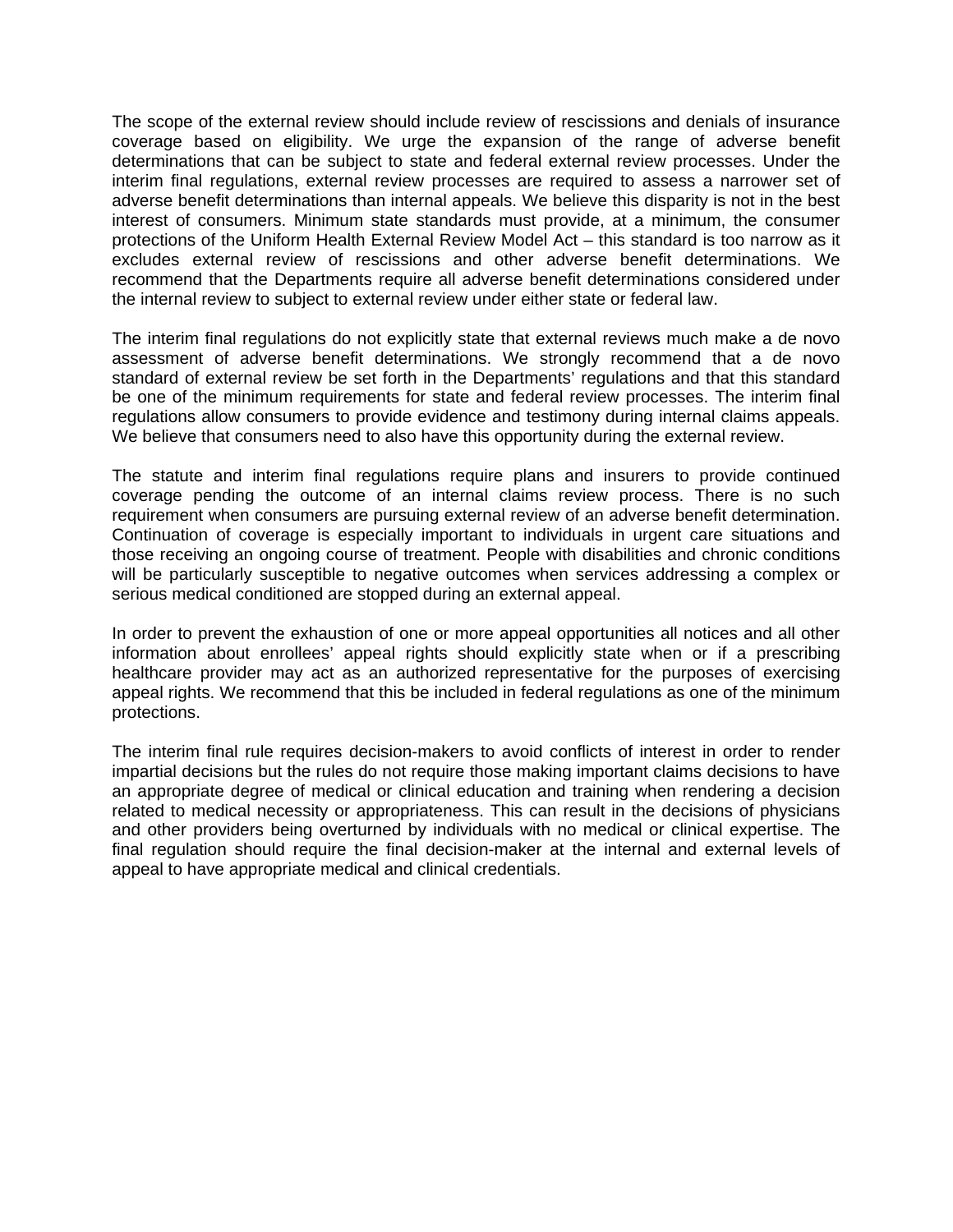The scope of the external review should include review of rescissions and denials of insurance coverage based on eligibility. We urge the expansion of the range of adverse benefit determinations that can be subject to state and federal external review processes. Under the interim final regulations, external review processes are required to assess a narrower set of adverse benefit determinations than internal appeals. We believe this disparity is not in the best interest of consumers. Minimum state standards must provide, at a minimum, the consumer protections of the Uniform Health External Review Model Act – this standard is too narrow as it excludes external review of rescissions and other adverse benefit determinations. We recommend that the Departments require all adverse benefit determinations considered under the internal review to subject to external review under either state or federal law.

The interim final regulations do not explicitly state that external reviews much make a de novo assessment of adverse benefit determinations. We strongly recommend that a de novo standard of external review be set forth in the Departments' regulations and that this standard be one of the minimum requirements for state and federal review processes. The interim final regulations allow consumers to provide evidence and testimony during internal claims appeals. We believe that consumers need to also have this opportunity during the external review.

The statute and interim final regulations require plans and insurers to provide continued coverage pending the outcome of an internal claims review process. There is no such requirement when consumers are pursuing external review of an adverse benefit determination. Continuation of coverage is especially important to individuals in urgent care situations and those receiving an ongoing course of treatment. People with disabilities and chronic conditions will be particularly susceptible to negative outcomes when services addressing a complex or serious medical conditioned are stopped during an external appeal.

In order to prevent the exhaustion of one or more appeal opportunities all notices and all other information about enrollees' appeal rights should explicitly state when or if a prescribing healthcare provider may act as an authorized representative for the purposes of exercising appeal rights. We recommend that this be included in federal regulations as one of the minimum protections.

The interim final rule requires decision-makers to avoid conflicts of interest in order to render impartial decisions but the rules do not require those making important claims decisions to have an appropriate degree of medical or clinical education and training when rendering a decision related to medical necessity or appropriateness. This can result in the decisions of physicians and other providers being overturned by individuals with no medical or clinical expertise. The final regulation should require the final decision-maker at the internal and external levels of appeal to have appropriate medical and clinical credentials.